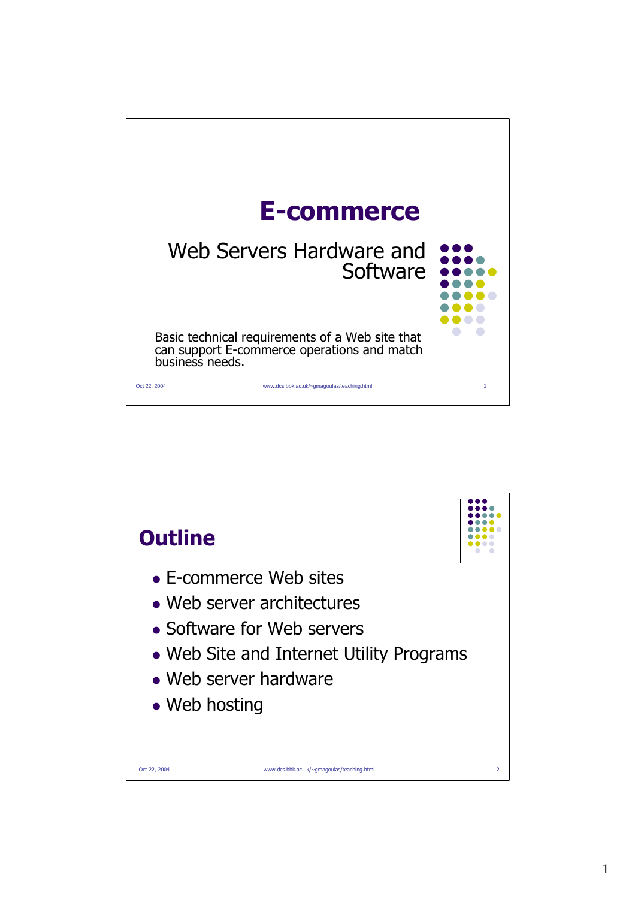# E-commerce

## Web Servers Hardware and Software

Basic technical requirements of a Web site that can support E-commerce operations and match business needs.

## Outline

- E-commerce Web sites
- Web server architectures
- Software for Web servers
- Web Site and Internet Utility Programs
- Web server hardware
- Web hosting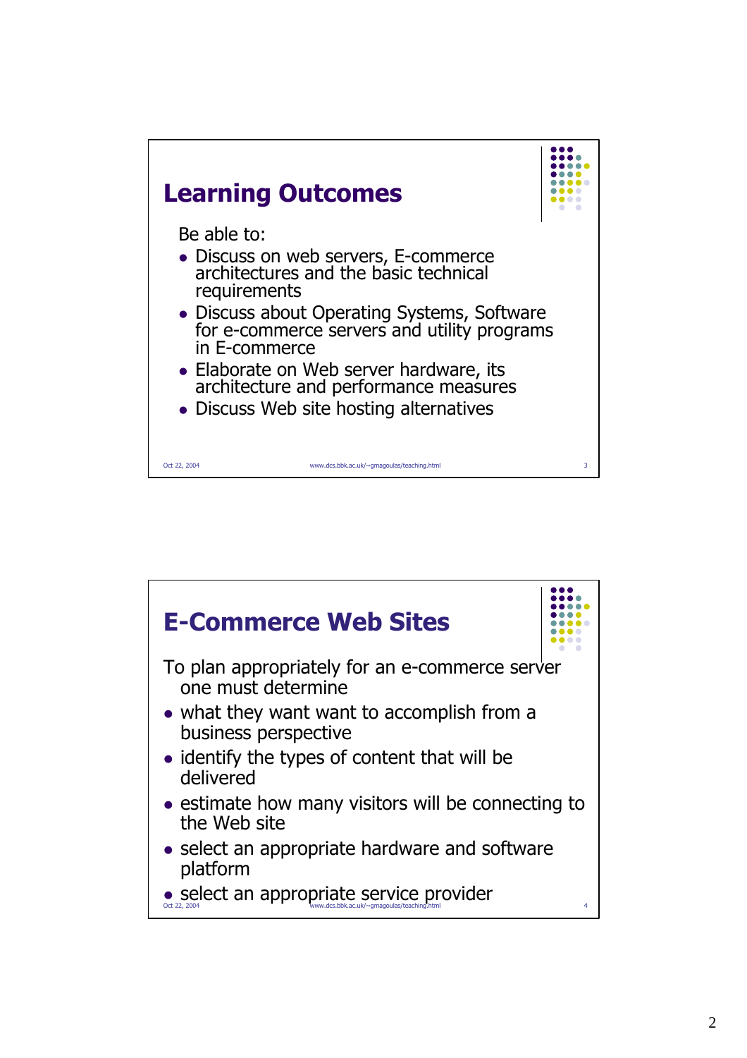## Learning Outcomes

Be able to:

- Discuss on web servers, E-commerce architectures and the basic technical requirements
- Discuss about Operating Systems, Software for e-commerce servers and utility programs in E-commerce
- Elaborate on Web server hardware, its architecture and performance measures
- Discuss Web site hosting alternatives

## E-Commerce Web Sites

To plan appropriately for an e-commerce server one must determine

- what they want want to accomplish from a business perspective
- identify the types of content that will be delivered
- estimate how many visitors will be connecting to the Web site
- select an appropriate hardware and software platform
- select an appropriate service provider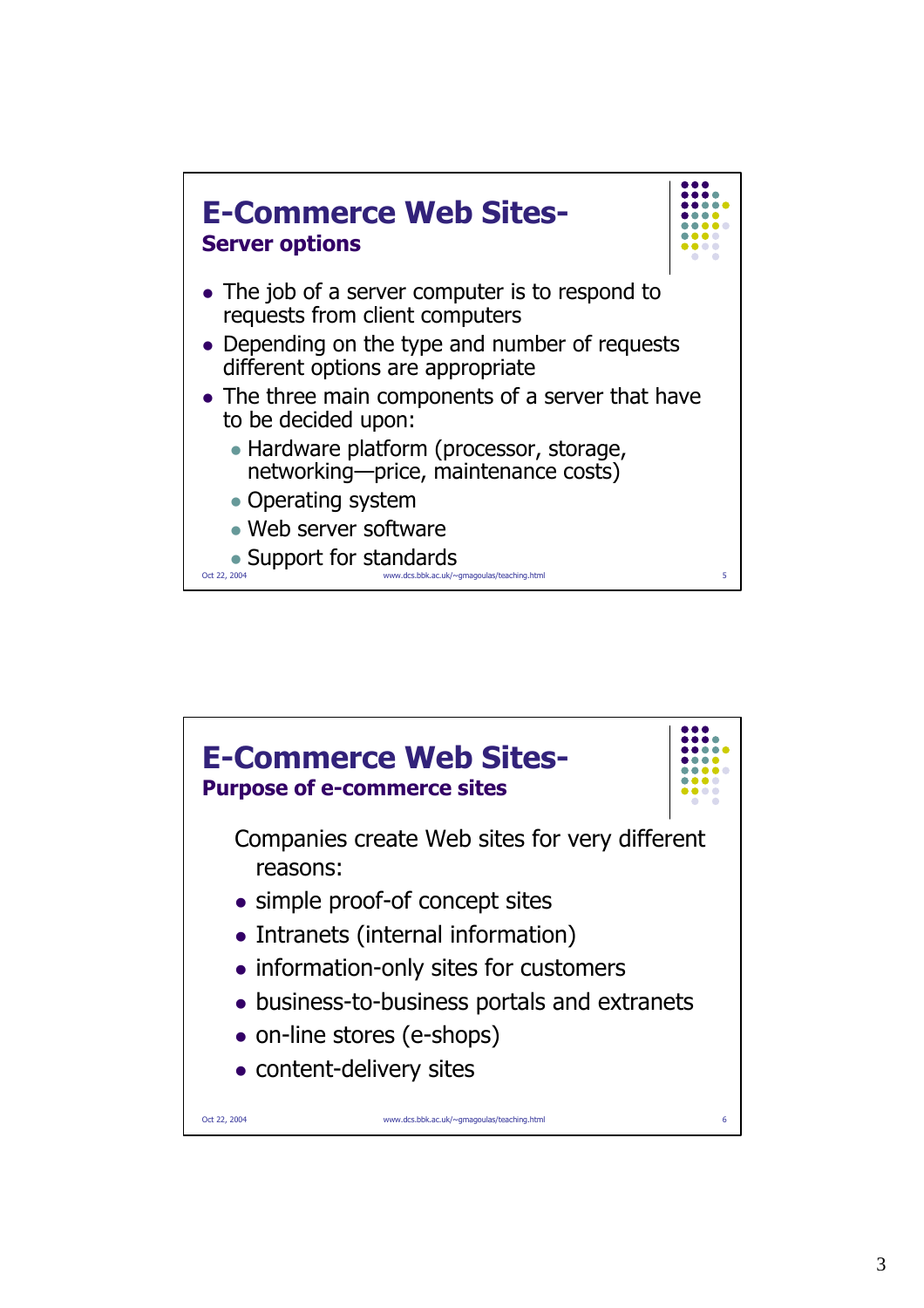# E-Commerce Web Sites-
## Server options

- The job of a server computer is to respond to requests from client computers
- Depending on the type and number of requests different options are appropriate
- The three main components of a server that have to be decided upon:
  - Hardware platform (processor, storage, networking—price, maintenance costs)
  - Operating system
  - Web server software
  - Support for standards

# E-Commerce Web Sites-
## Purpose of e-commerce sites

Companies create Web sites for very different reasons:

- simple proof-of concept sites
- Intranets (internal information)
- information-only sites for customers
- business-to-business portals and extranets
- on-line stores (e-shops)
- content-delivery sites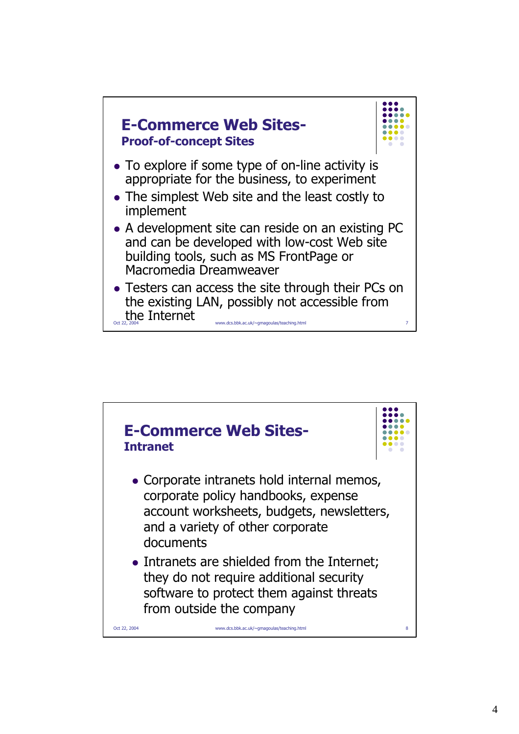## E-Commerce Web Sites-
### Proof-of-concept Sites

- To explore if some type of on-line activity is appropriate for the business, to experiment
- The simplest Web site and the least costly to implement
- A development site can reside on an existing PC and can be developed with low-cost Web site building tools, such as MS FrontPage or Macromedia Dreamweaver
- Testers can access the site through their PCs on the existing LAN, possibly not accessible from the Internet

## E-Commerce Web Sites-
### Intranet

- Corporate intranets hold internal memos, corporate policy handbooks, expense account worksheets, budgets, newsletters, and a variety of other corporate documents
- Intranets are shielded from the Internet; they do not require additional security software to protect them against threats from outside the company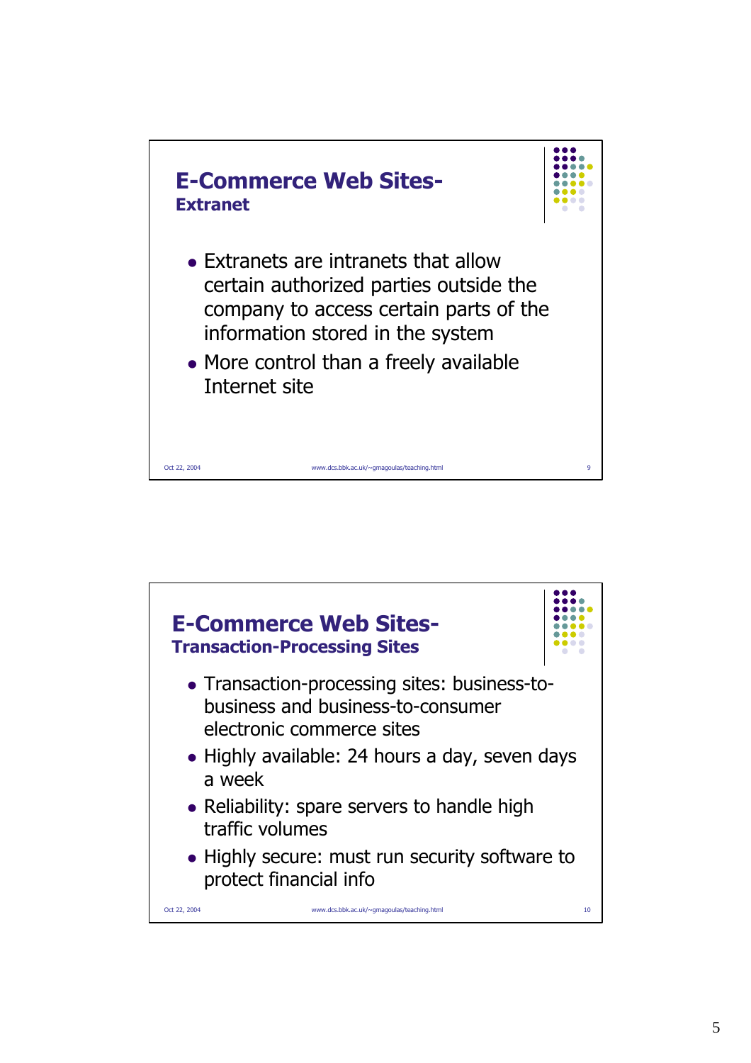## E-Commerce Web Sites-
### Extranet

- Extranets are intranets that allow certain authorized parties outside the company to access certain parts of the information stored in the system
- More control than a freely available Internet site

## E-Commerce Web Sites-
### Transaction-Processing Sites

- Transaction-processing sites: business-to-business and business-to-consumer electronic commerce sites
- Highly available: 24 hours a day, seven days a week
- Reliability: spare servers to handle high traffic volumes
- Highly secure: must run security software to protect financial info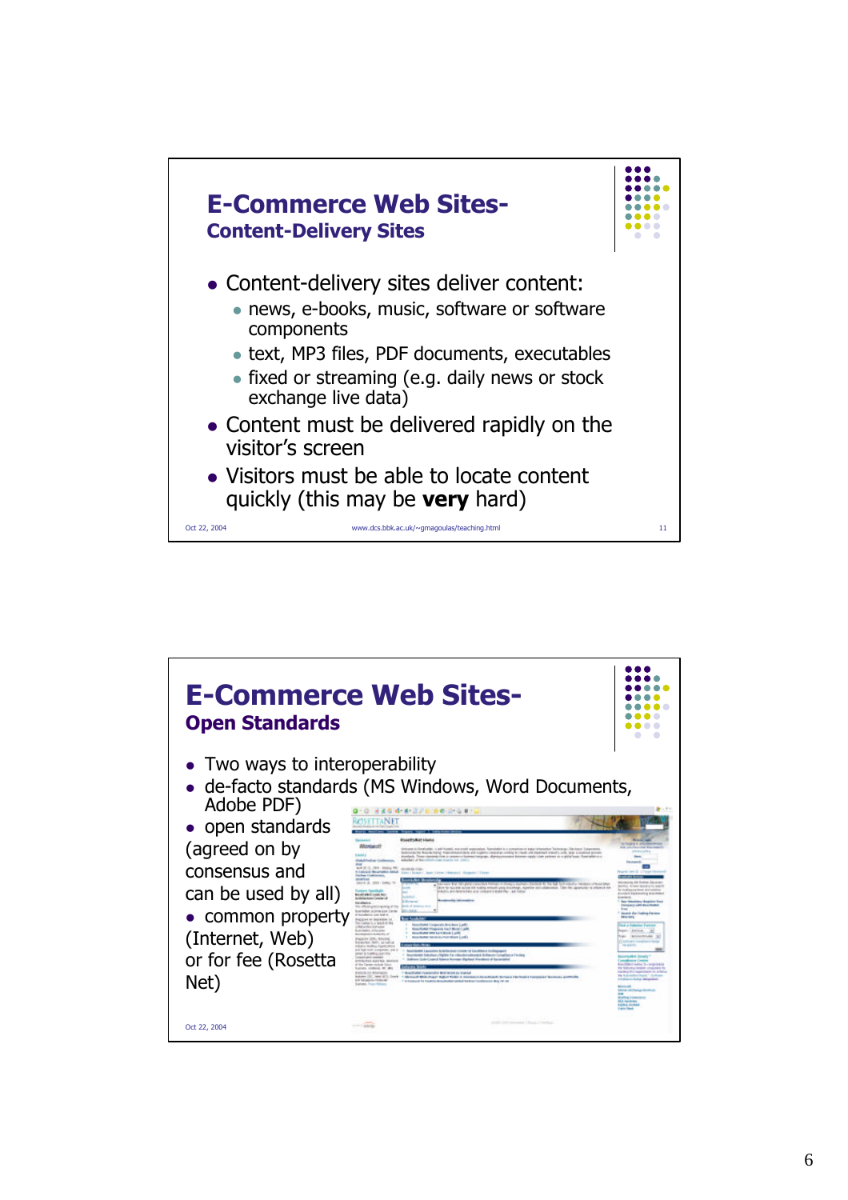# E-Commerce Web Sites-
## Content-Delivery Sites

- Content-delivery sites deliver content:
  - news, e-books, music, software or software components
  - text, MP3 files, PDF documents, executables
  - fixed or streaming (e.g. daily news or stock exchange live data)
- Content must be delivered rapidly on the visitor's screen
- Visitors must be able to locate content quickly (this may be **very** hard)

Oct 22, 2004 www.dcs.bbk.ac.uk/~gmagoulas/teaching.html

# E-Commerce Web Sites-
## Open Standards

- Two ways to interoperability
- de-facto standards (MS Windows, Word Documents, Adobe PDF)
- open standards (agreed on by consensus and can be used by all)
- common property (Internet, Web) or for fee (Rosetta Net)

Oct 22, 2004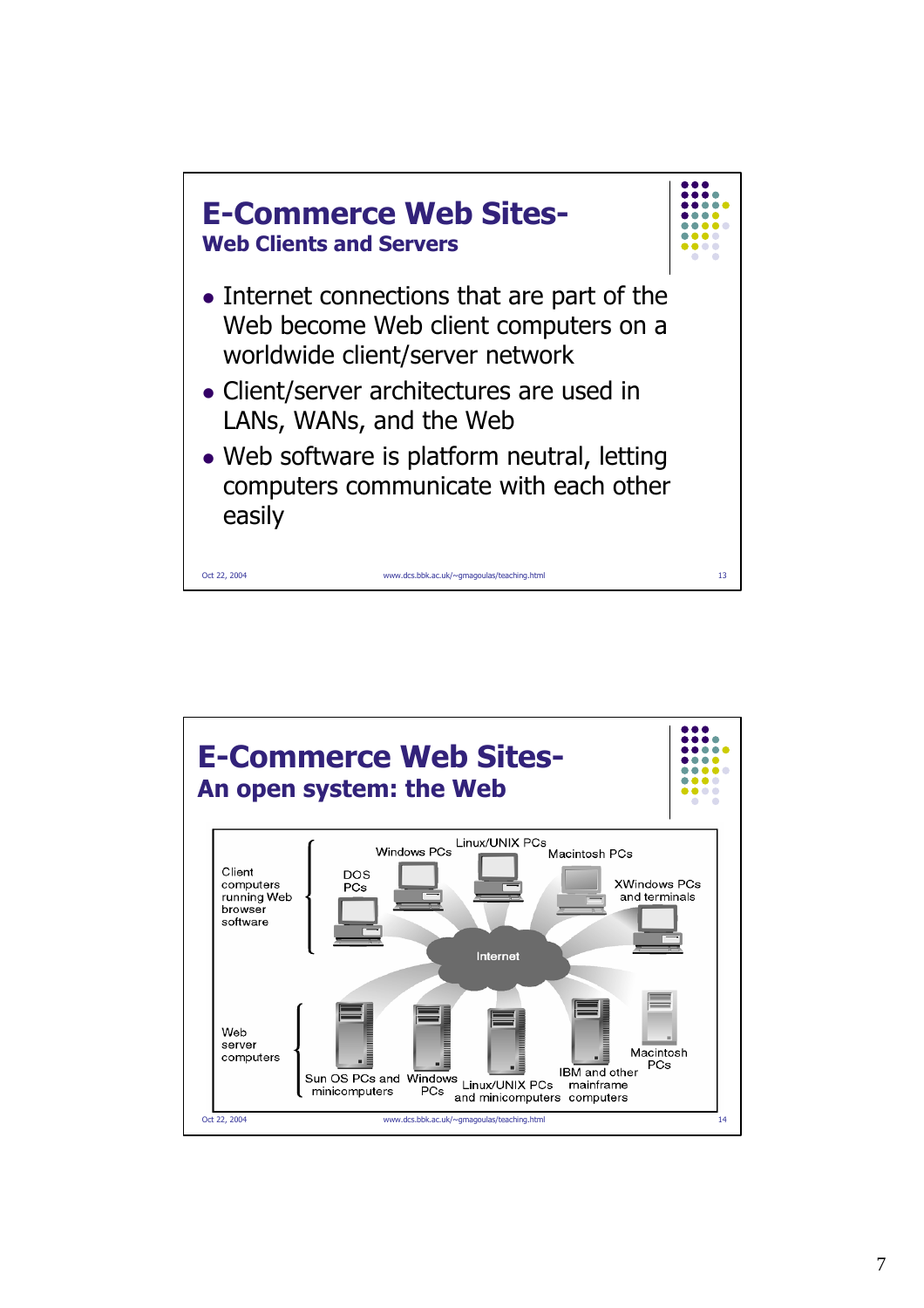# E-Commerce Web Sites-

## Web Clients and Servers

- Internet connections that are part of the Web become Web client computers on a worldwide client/server network
- Client/server architectures are used in LANs, WANs, and the Web
- Web software is platform neutral, letting computers communicate with each other easily

# E-Commerce Web Sites-

## An open system: the Web

Client computers running Web browser software: DOS PCs, Windows PCs, Linux/UNIX PCs, Macintosh PCs, XWindows PCs and terminals

Internet

Web server computers: Sun OS PCs and minicomputers, Windows PCs, Linux/UNIX PCs and minicomputers, IBM and other mainframe computers, Macintosh PCs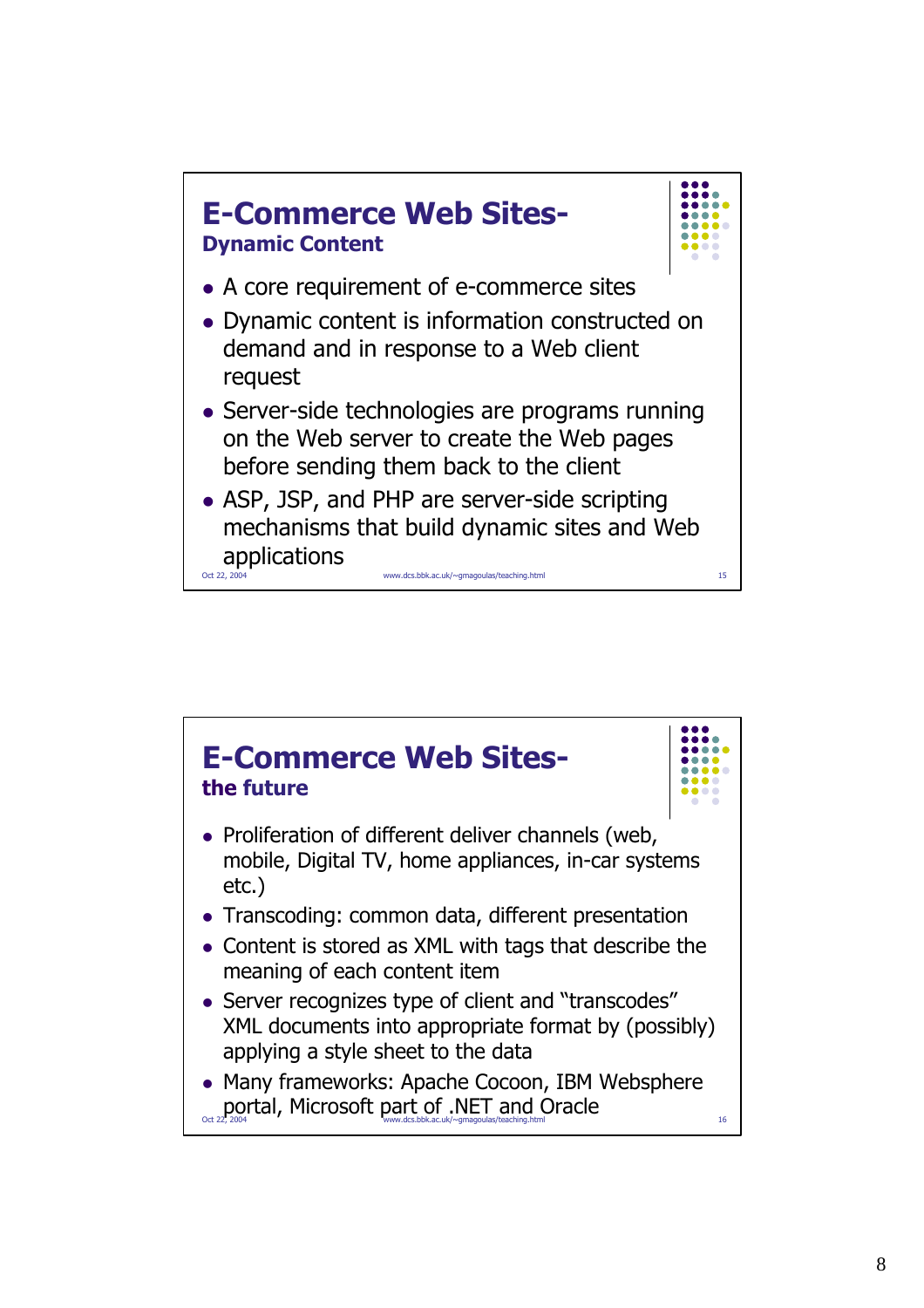## E-Commerce Web Sites- Dynamic Content

- A core requirement of e-commerce sites
- Dynamic content is information constructed on demand and in response to a Web client request
- Server-side technologies are programs running on the Web server to create the Web pages before sending them back to the client
- ASP, JSP, and PHP are server-side scripting mechanisms that build dynamic sites and Web applications

## E-Commerce Web Sites- the future

- Proliferation of different deliver channels (web, mobile, Digital TV, home appliances, in-car systems etc.)
- Transcoding: common data, different presentation
- Content is stored as XML with tags that describe the meaning of each content item
- Server recognizes type of client and "transcodes" XML documents into appropriate format by (possibly) applying a style sheet to the data
- Many frameworks: Apache Cocoon, IBM Websphere portal, Microsoft part of .NET and Oracle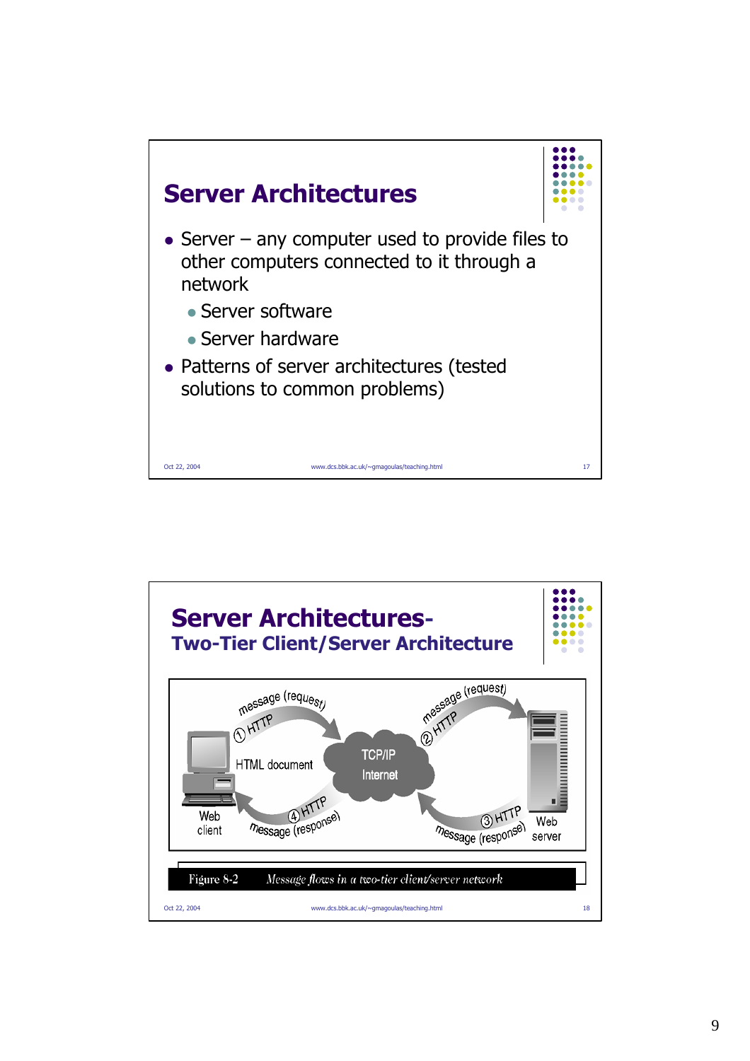# Server Architectures

- Server – any computer used to provide files to other computers connected to it through a network
  - Server software
  - Server hardware
- Patterns of server architectures (tested solutions to common problems)

# Server Architectures-

## Two-Tier Client/Server Architecture

Web client — ① HTTP message (request) → TCP/IP Internet — ② HTTP message (request) → Web server

Web server — ③ HTTP message (response) → TCP/IP Internet — ④ HTTP message (response) → Web client

HTML document

Figure 8-2 *Message flows in a two-tier client/server network*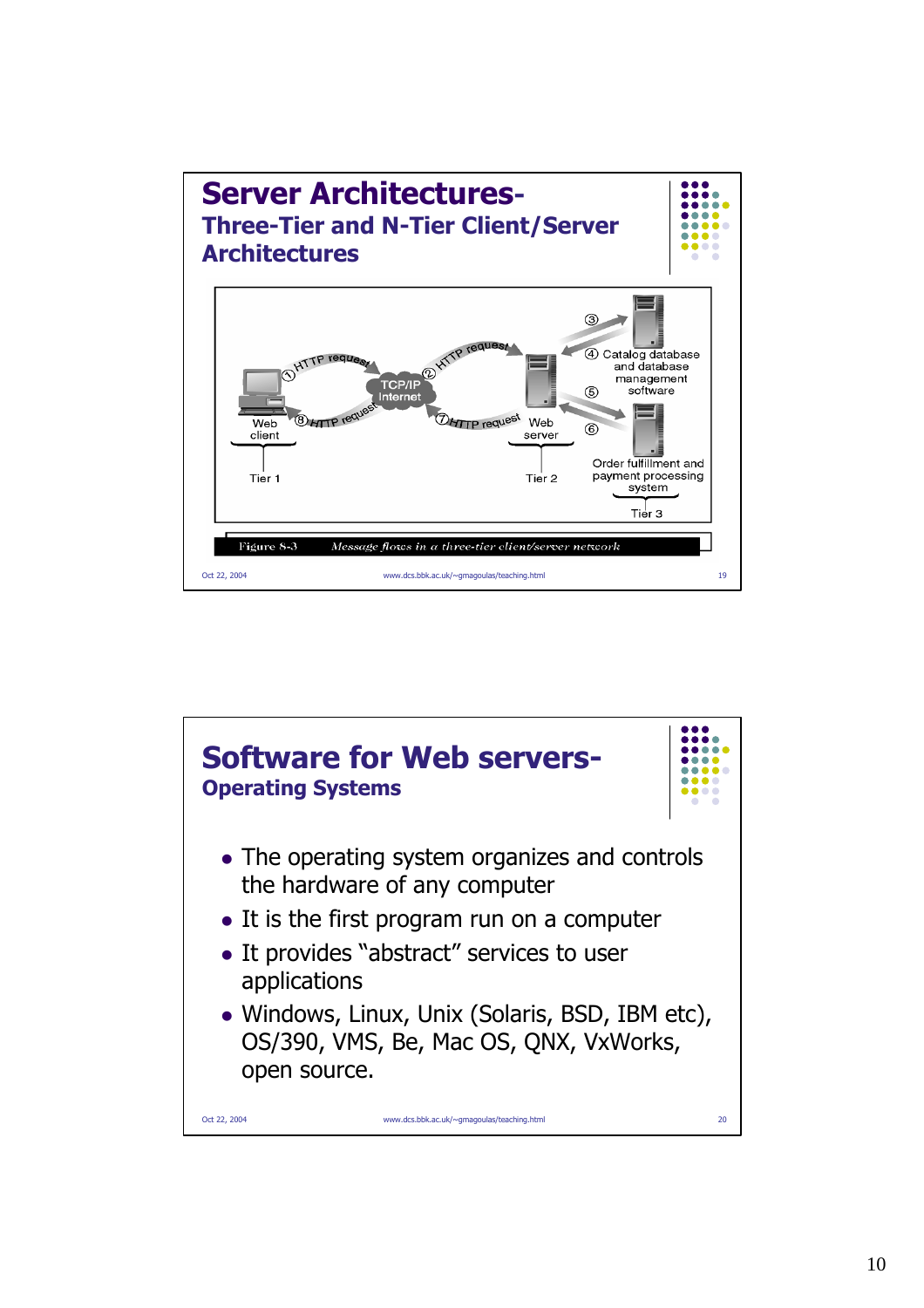## Server Architectures-

### Three-Tier and N-Tier Client/Server Architectures

Web client — ① HTTP request → TCP/IP Internet — ② HTTP request → Web server — ③ → Catalog database and database management software ④ — ⑤ → Order fulfillment and payment processing system ⑥ — ⑦ HTTP request → TCP/IP Internet — ⑧ HTTP request → Web client

Tier 1 — Tier 2 — Tier 3

Figure 8-3 *Message flows in a three-tier client/server network*

## Software for Web servers-

### Operating Systems

- The operating system organizes and controls the hardware of any computer
- It is the first program run on a computer
- It provides "abstract" services to user applications
- Windows, Linux, Unix (Solaris, BSD, IBM etc), OS/390, VMS, Be, Mac OS, QNX, VxWorks, open source.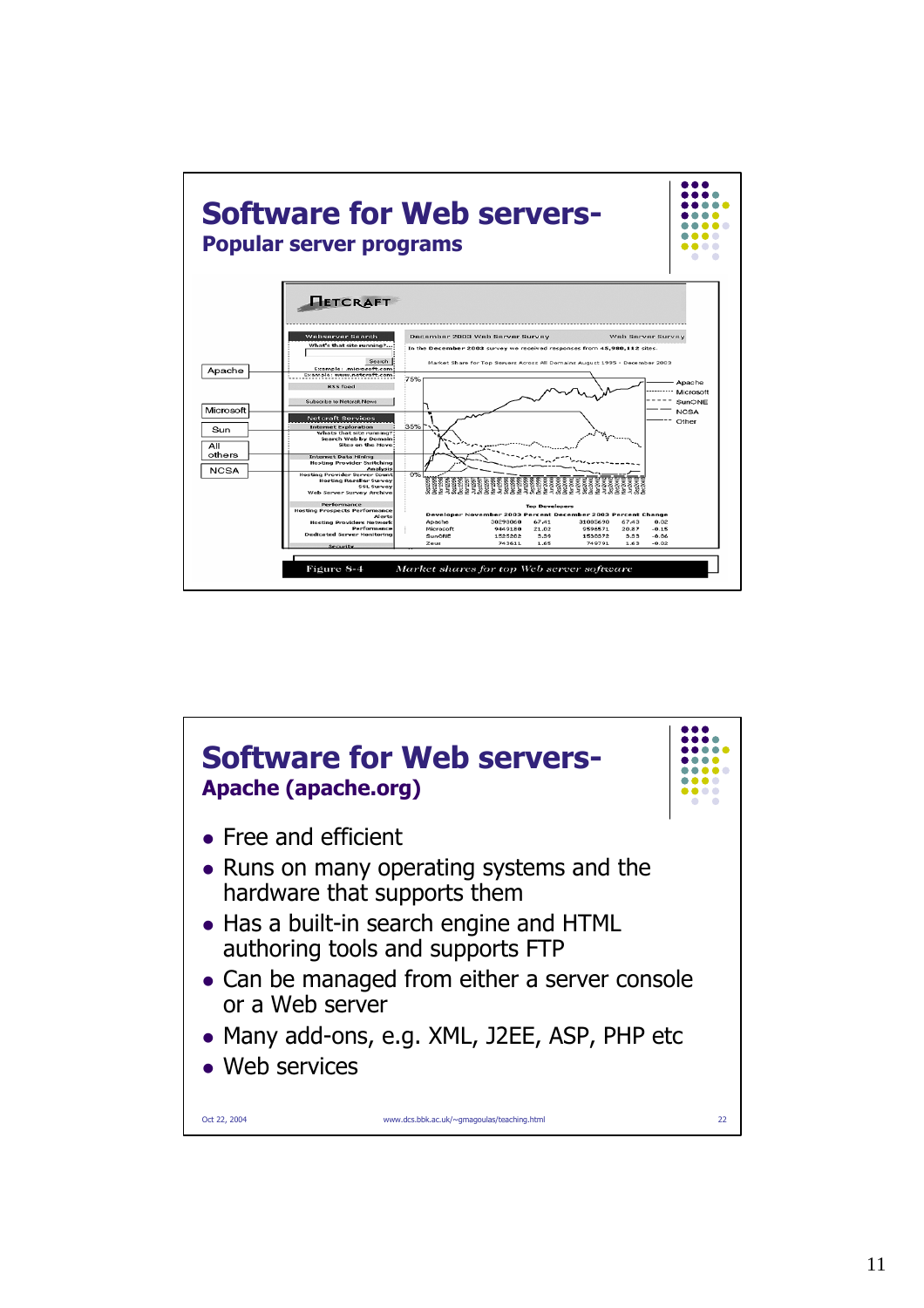# Software for Web servers-

## Popular server programs

Apache

Microsoft

Sun

All others

NCSA

Figure 8-4 Market shares for top Web server software

# Software for Web servers-

## Apache (apache.org)

- Free and efficient
- Runs on many operating systems and the hardware that supports them
- Has a built-in search engine and HTML authoring tools and supports FTP
- Can be managed from either a server console or a Web server
- Many add-ons, e.g. XML, J2EE, ASP, PHP etc
- Web services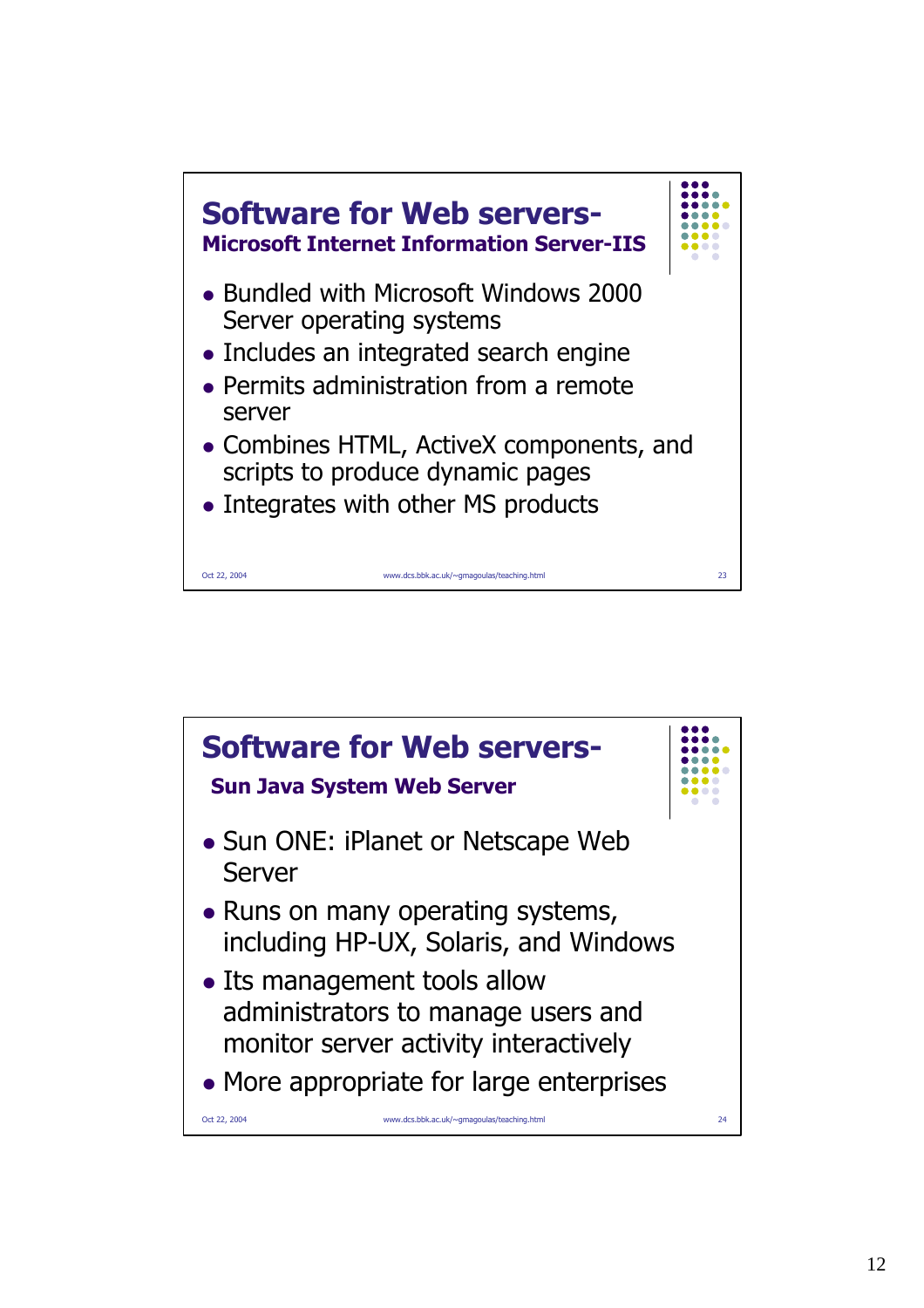## Software for Web servers-

### Microsoft Internet Information Server-IIS

- Bundled with Microsoft Windows 2000 Server operating systems
- Includes an integrated search engine
- Permits administration from a remote server
- Combines HTML, ActiveX components, and scripts to produce dynamic pages
- Integrates with other MS products

## Software for Web servers-

### Sun Java System Web Server

- Sun ONE: iPlanet or Netscape Web Server
- Runs on many operating systems, including HP-UX, Solaris, and Windows
- Its management tools allow administrators to manage users and monitor server activity interactively
- More appropriate for large enterprises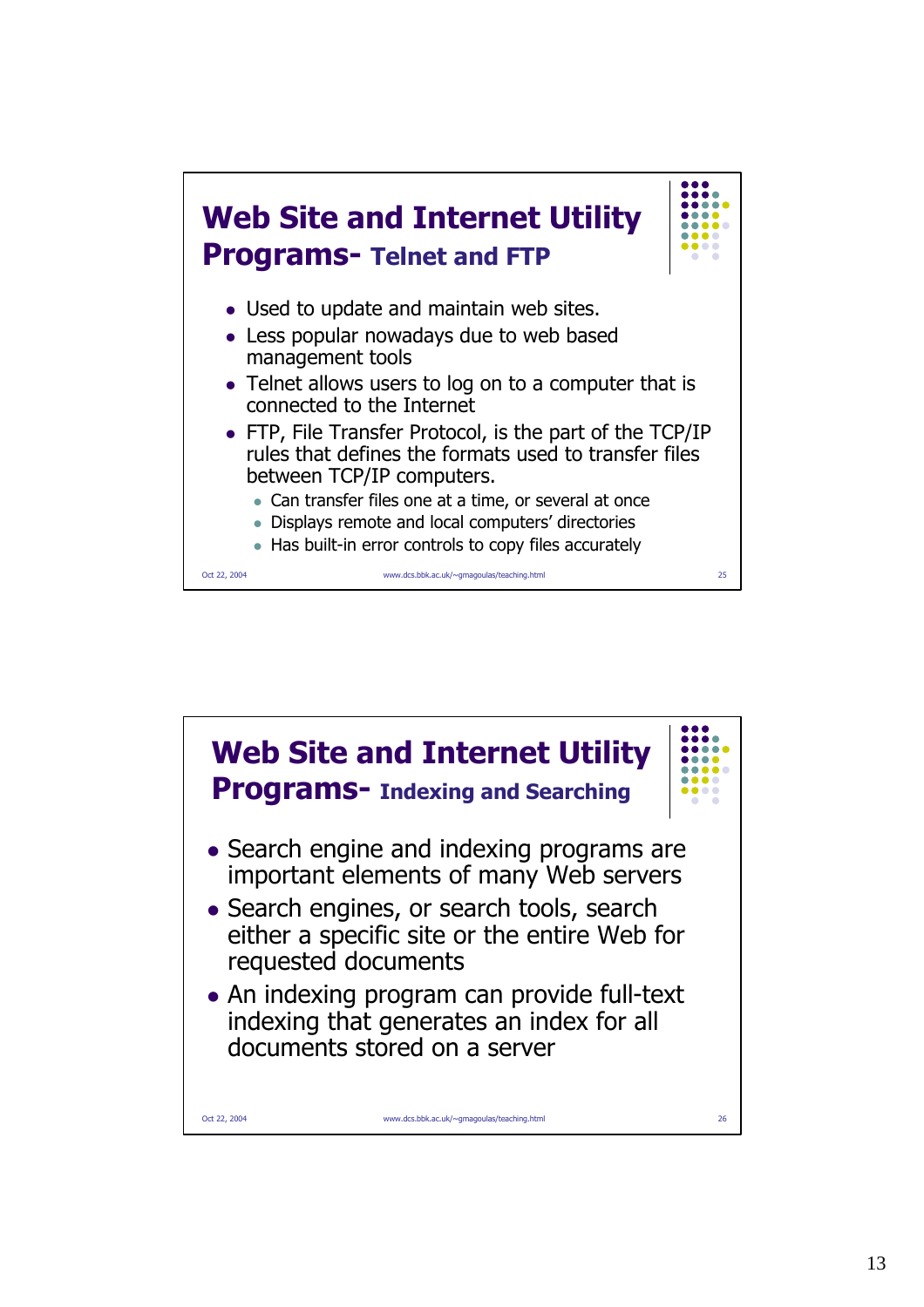## Web Site and Internet Utility Programs- Telnet and FTP

- Used to update and maintain web sites.
- Less popular nowadays due to web based management tools
- Telnet allows users to log on to a computer that is connected to the Internet
- FTP, File Transfer Protocol, is the part of the TCP/IP rules that defines the formats used to transfer files between TCP/IP computers.
  - Can transfer files one at a time, or several at once
  - Displays remote and local computers' directories
  - Has built-in error controls to copy files accurately

## Web Site and Internet Utility Programs- Indexing and Searching

- Search engine and indexing programs are important elements of many Web servers
- Search engines, or search tools, search either a specific site or the entire Web for requested documents
- An indexing program can provide full-text indexing that generates an index for all documents stored on a server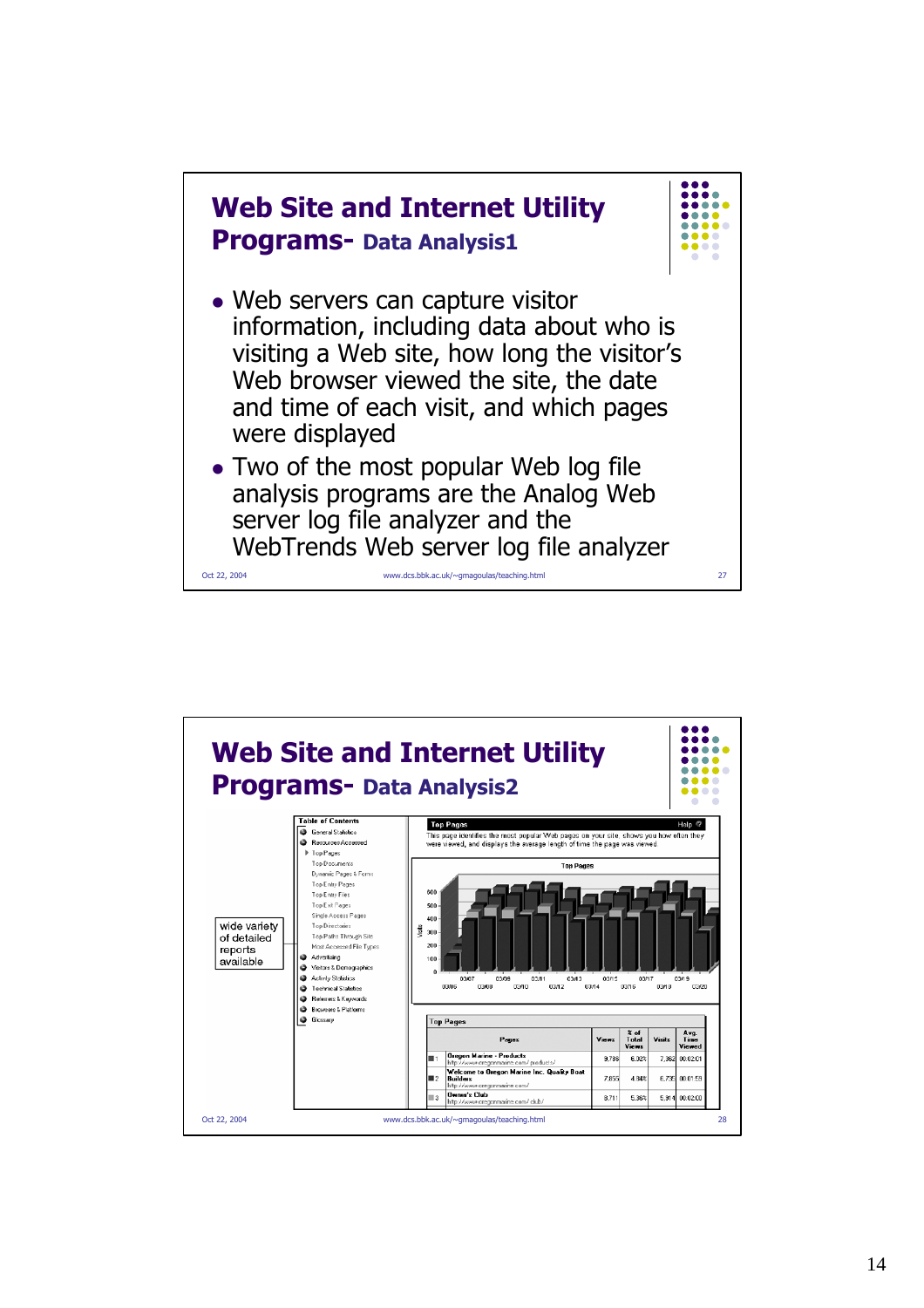# Web Site and Internet Utility Programs- Data Analysis1

- Web servers can capture visitor information, including data about who is visiting a Web site, how long the visitor's Web browser viewed the site, the date and time of each visit, and which pages were displayed
- Two of the most popular Web log file analysis programs are the Analog Web server log file analyzer and the WebTrends Web server log file analyzer

# Web Site and Internet Utility Programs- Data Analysis2

wide variety of detailed reports available

**Table of Contents**

- General Statistics
- Resources Accessed
  - Top Pages
  - Top Documents
  - Dynamic Pages & Forms
  - Top Entry Pages
  - Top Entry Files
  - Top Exit Pages
  - Single Access Pages
  - Top Directories
  - Top Paths Through Site
  - Most Accessed File Types
- Advertising
- Visitors & Demographics
- Activity Statistics
- Technical Statistics
- Referrers & Keywords
- Browsers & Platforms
- Glossary

**Top Pages**

This page identifies the most popular Web pages on your site, shows you how often they were viewed, and displays the average length of time the page was viewed.

**Top Pages**

| | Pages | Views | % of Total Views | Visits | Avg. Time Viewed |
|---|---|---|---|---|---|
| 1 | Oregon Marine - Products http://www.oregonmarine.com/products/ | 9,786 | 6.02% | 7,362 | 00:02:01 |
| 2 | Welcome to Oregon Marine Inc. Quality Boat Builders http://www.oregonmarine.com/ | 7,855 | 4.84% | 6,739 | 00:01:59 |
| 3 | Owner's Club http://www.oregonmarine.com/club/ | 8,711 | 5.36% | 5,914 | 00:02:00 |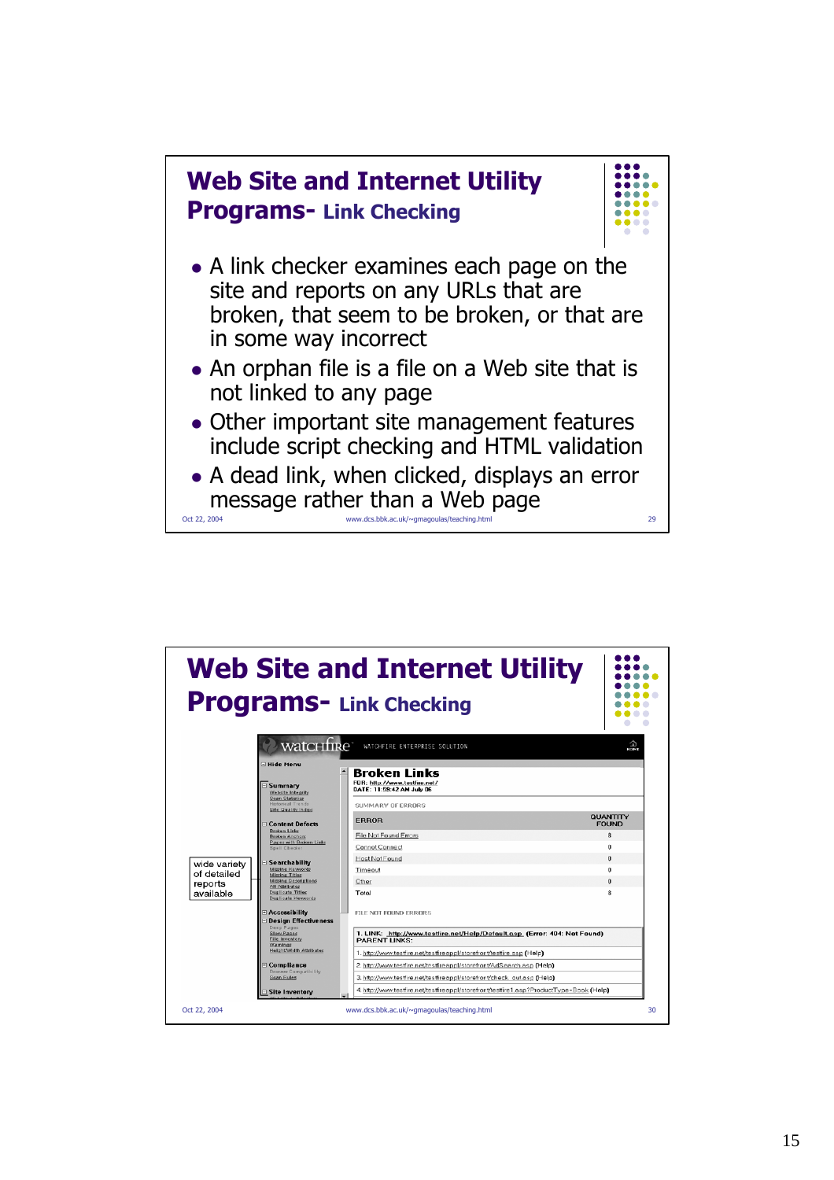## Web Site and Internet Utility Programs- Link Checking

- A link checker examines each page on the site and reports on any URLs that are broken, that seem to be broken, or that are in some way incorrect
- An orphan file is a file on a Web site that is not linked to any page
- Other important site management features include script checking and HTML validation
- A dead link, when clicked, displays an error message rather than a Web page

## Web Site and Internet Utility Programs- Link Checking

wide variety of detailed reports available

**Broken Links**

FOR: http://www.testfire.net/
DATE: 11:58:42 AM July 06

SUMMARY OF ERRORS

| ERROR | QUANTITY FOUND |
| --- | --- |
| File Not Found Errors | 8 |
| Cannot Connect | 0 |
| Host Not Found | 0 |
| Timeout | 0 |
| Other | 0 |
| Total | 8 |

FILE NOT FOUND ERRORS

1. LINK: http://www.testfire.net/Help/Default.asp (Error: 404: Not Found)
PARENT LINKS:
1. http://www.testfire.net/testfireappl/storefront/testfire.asp (Help)
2. http://www.testfire.net/testfireappl/storefront/AdSearch.asp (Help)
3. http://www.testfire.net/testfireappl/storefront/check_out.asp (Help)
4. http://www.testfire.net/testfireappl/storefront/testfire1.asp?ProductType=Book (Help)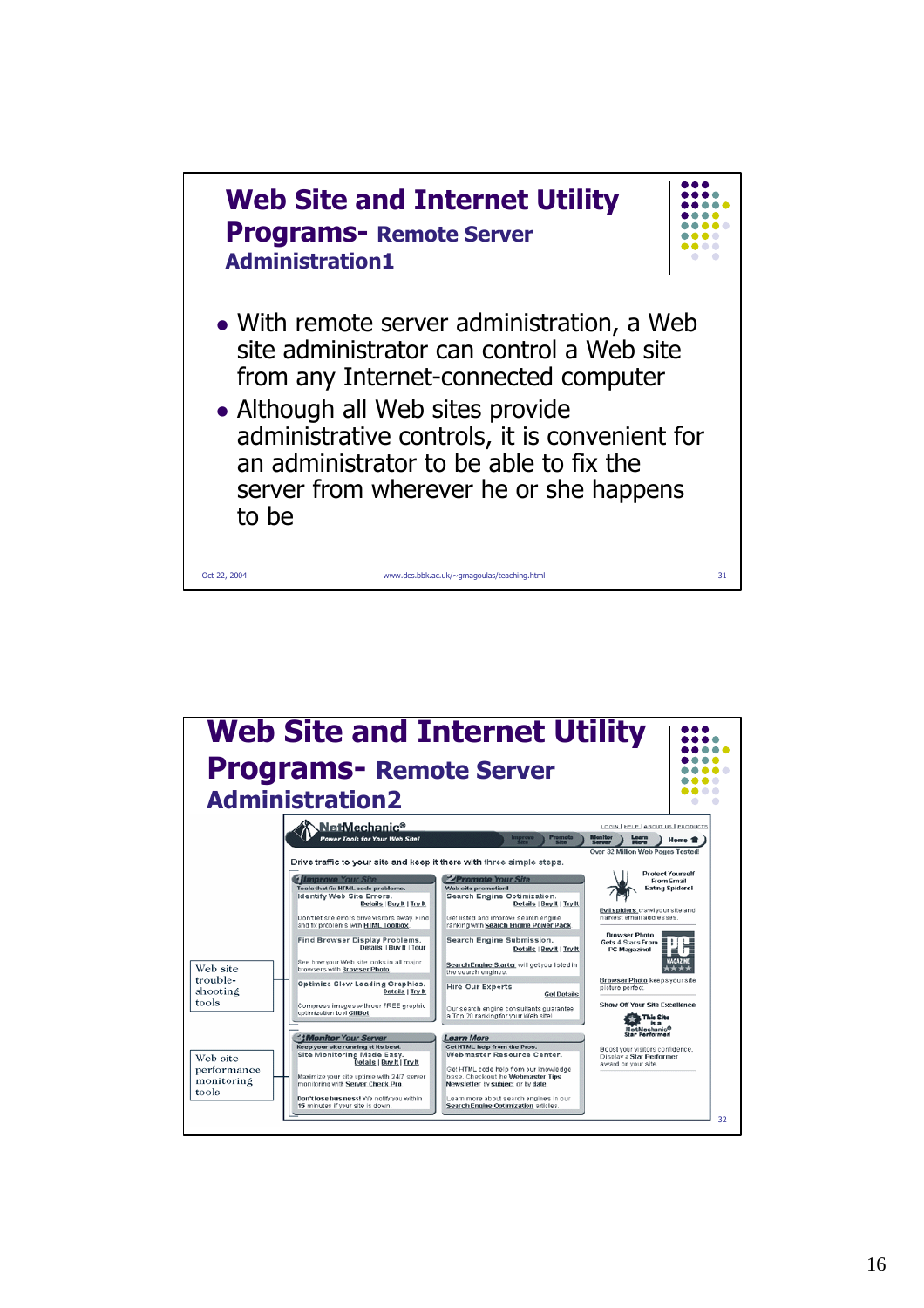## Web Site and Internet Utility Programs- Remote Server Administration1

- With remote server administration, a Web site administrator can control a Web site from any Internet-connected computer
- Although all Web sites provide administrative controls, it is convenient for an administrator to be able to fix the server from wherever he or she happens to be

Oct 22, 2004 www.dcs.bbk.ac.uk/~gmagoulas/teaching.html

## Web Site and Internet Utility Programs- Remote Server Administration2

Web site trouble-shooting tools

Web site performance monitoring tools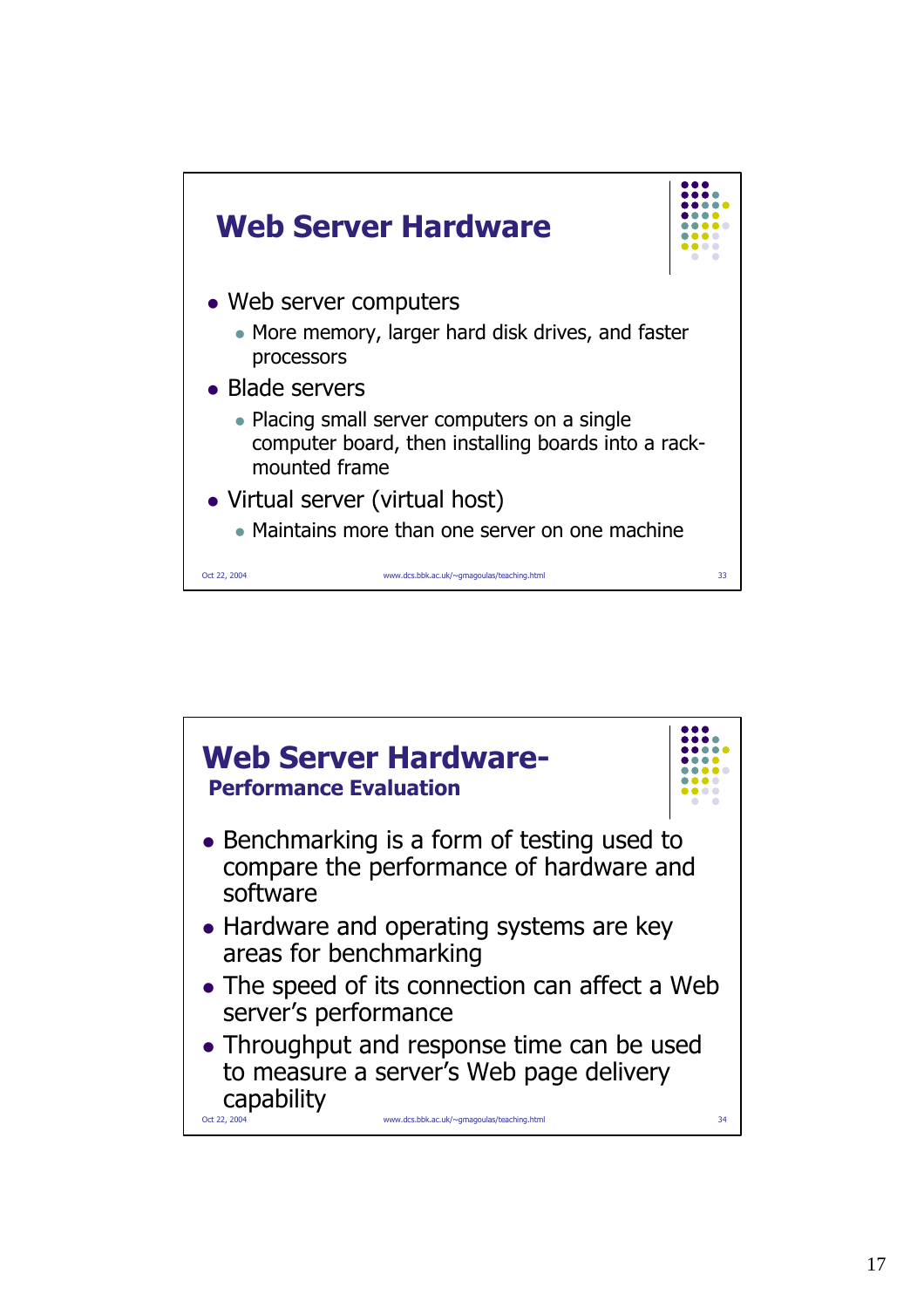## Web Server Hardware

- Web server computers
  - More memory, larger hard disk drives, and faster processors
- Blade servers
  - Placing small server computers on a single computer board, then installing boards into a rack-mounted frame
- Virtual server (virtual host)
  - Maintains more than one server on one machine

## Web Server Hardware-
### Performance Evaluation

- Benchmarking is a form of testing used to compare the performance of hardware and software
- Hardware and operating systems are key areas for benchmarking
- The speed of its connection can affect a Web server's performance
- Throughput and response time can be used to measure a server's Web page delivery capability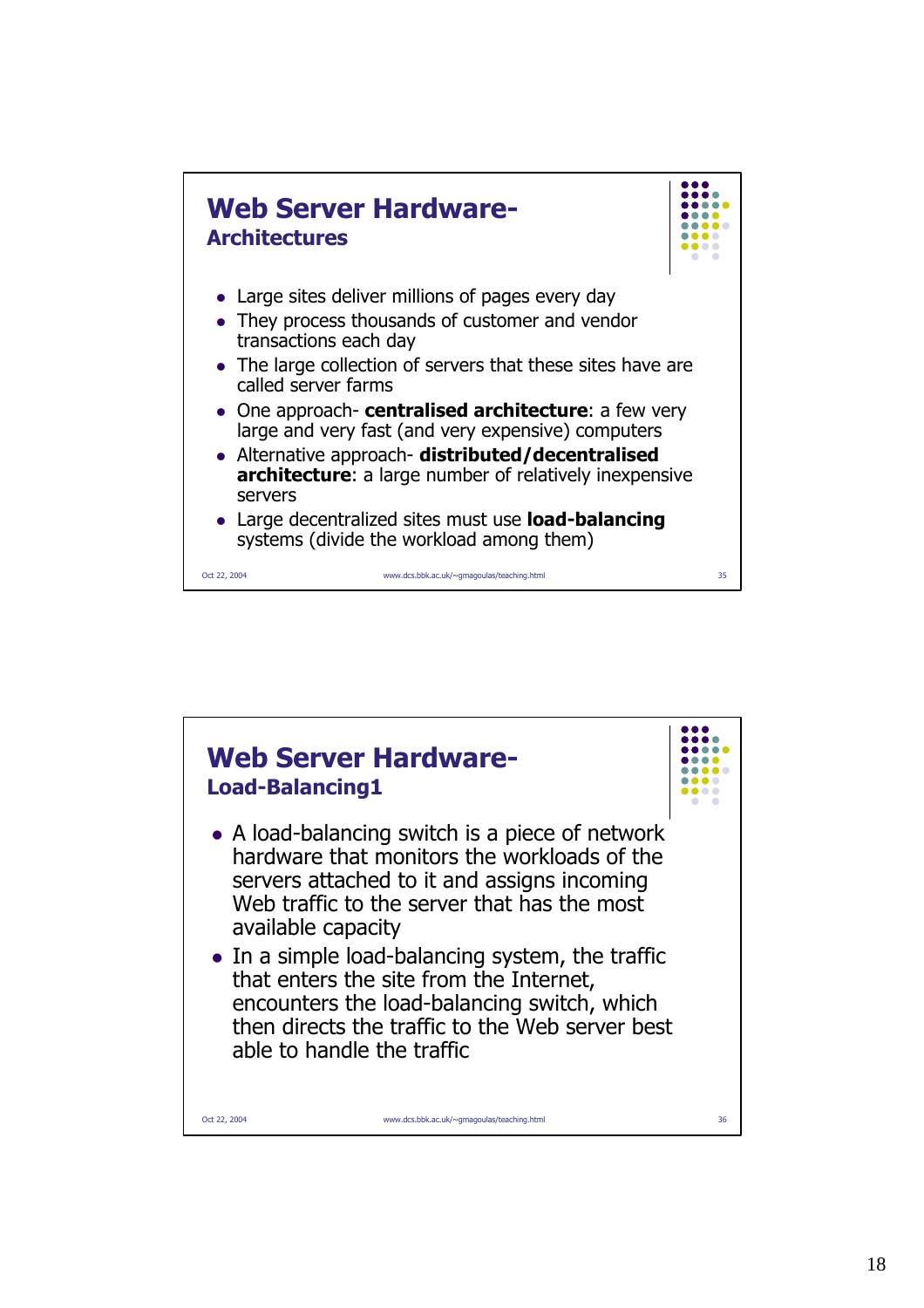## Web Server Hardware- Architectures

- Large sites deliver millions of pages every day
- They process thousands of customer and vendor transactions each day
- The large collection of servers that these sites have are called server farms
- One approach- **centralised architecture**: a few very large and very fast (and very expensive) computers
- Alternative approach- **distributed/decentralised architecture**: a large number of relatively inexpensive servers
- Large decentralized sites must use **load-balancing** systems (divide the workload among them)

## Web Server Hardware- Load-Balancing1

- A load-balancing switch is a piece of network hardware that monitors the workloads of the servers attached to it and assigns incoming Web traffic to the server that has the most available capacity
- In a simple load-balancing system, the traffic that enters the site from the Internet, encounters the load-balancing switch, which then directs the traffic to the Web server best able to handle the traffic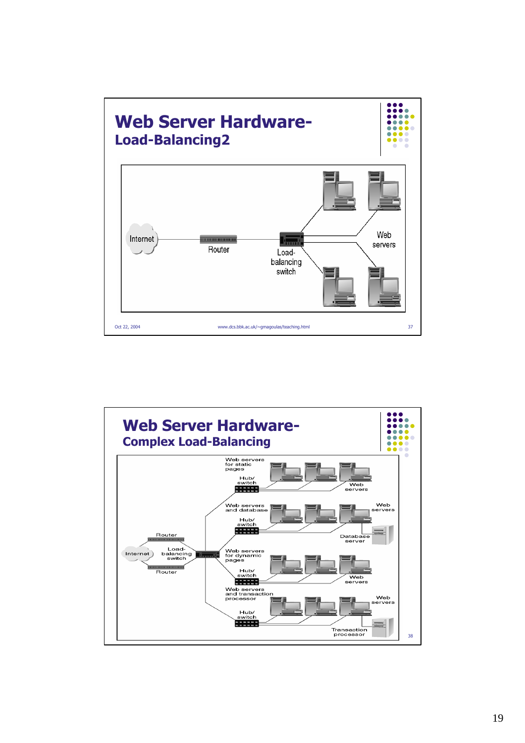# Web Server Hardware-
## Load-Balancing2

Internet

Router

Load-balancing switch

Web servers

# Web Server Hardware-
## Complex Load-Balancing

Web servers for static pages

Hub/switch

Web servers

Web servers and database

Hub/switch

Web servers

Database server

Router

Internet

Load-balancing switch

Router

Web servers for dynamic pages

Hub/switch

Web servers

Web servers and transaction processor

Hub/switch

Web servers

Transaction processor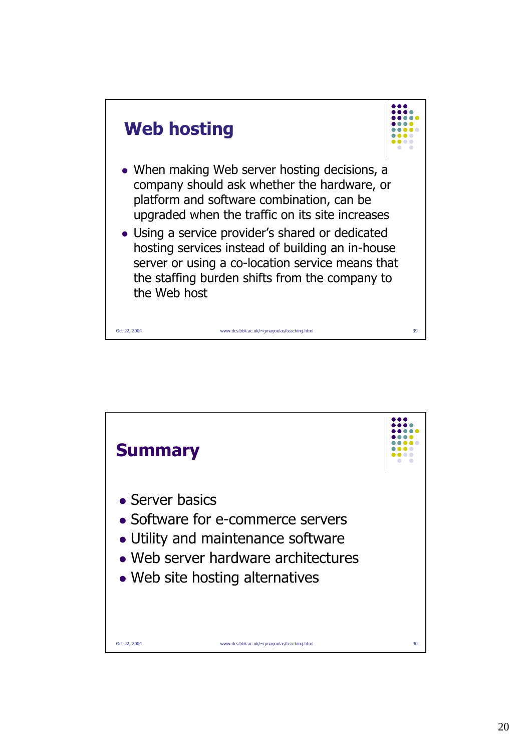## Web hosting

- When making Web server hosting decisions, a company should ask whether the hardware, or platform and software combination, can be upgraded when the traffic on its site increases
- Using a service provider's shared or dedicated hosting services instead of building an in-house server or using a co-location service means that the staffing burden shifts from the company to the Web host

## Summary

- Server basics
- Software for e-commerce servers
- Utility and maintenance software
- Web server hardware architectures
- Web site hosting alternatives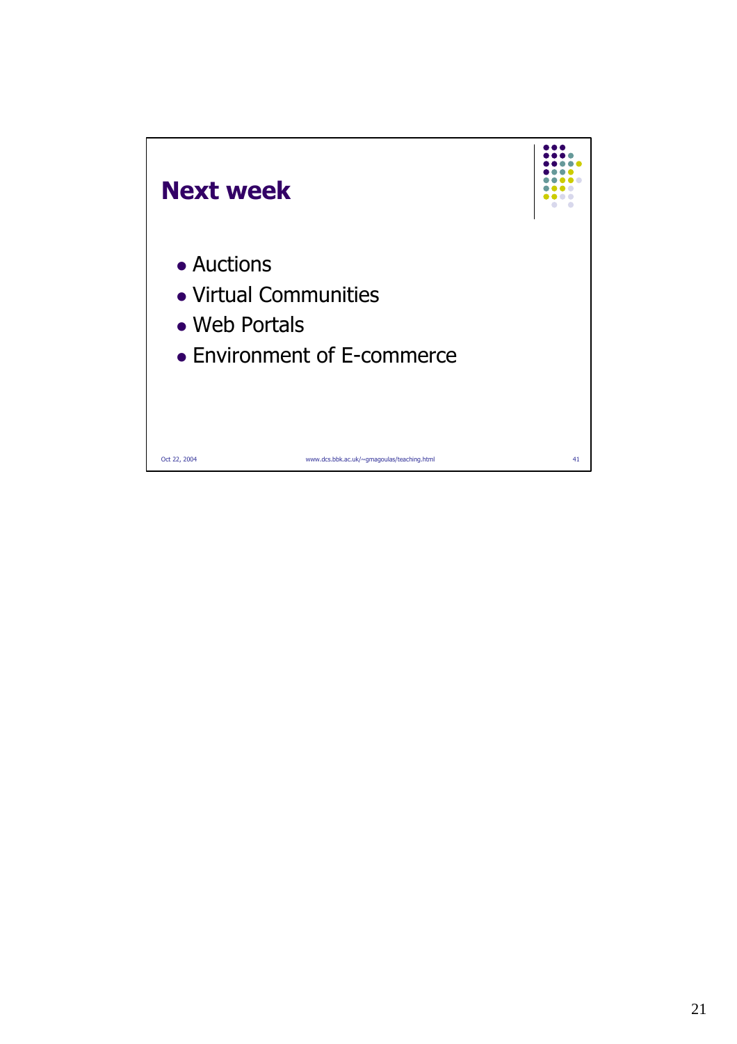## Next week

- Auctions
- Virtual Communities
- Web Portals
- Environment of E-commerce

Oct 22, 2004 www.dcs.bbk.ac.uk/~gmagoulas/teaching.html 41